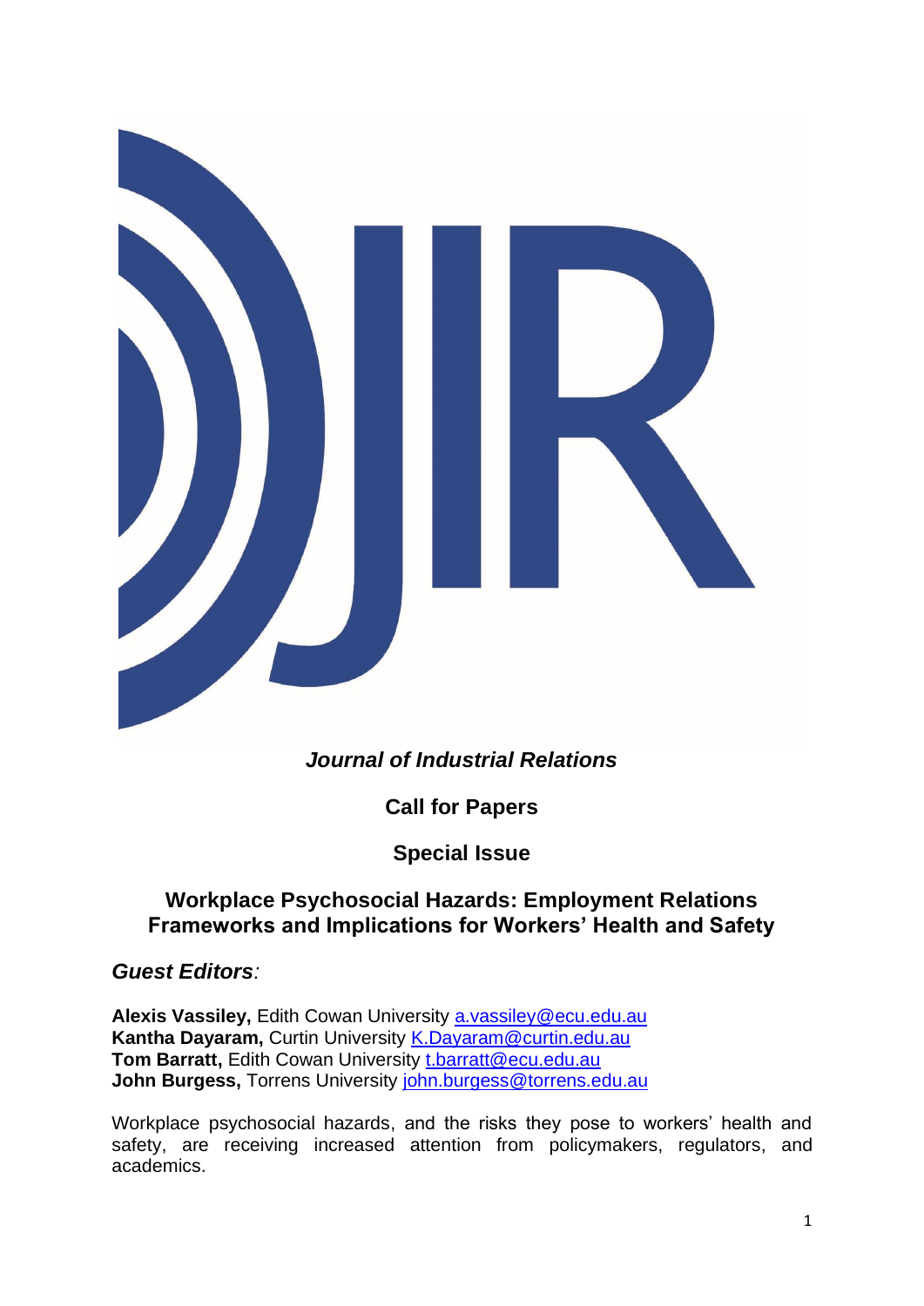***Journal of Industrial Relations***

**Call for Papers**

**Special Issue**

# Workplace Psychosocial Hazards: Employment Relations Frameworks and Implications for Workers' Health and Safety

***Guest Editors:***

**Alexis Vassiley,** Edith Cowan University a.vassiley@ecu.edu.au
**Kantha Dayaram,** Curtin University K.Dayaram@curtin.edu.au
**Tom Barratt,** Edith Cowan University t.barratt@ecu.edu.au
**John Burgess,** Torrens University john.burgess@torrens.edu.au

Workplace psychosocial hazards, and the risks they pose to workers' health and safety, are receiving increased attention from policymakers, regulators, and academics.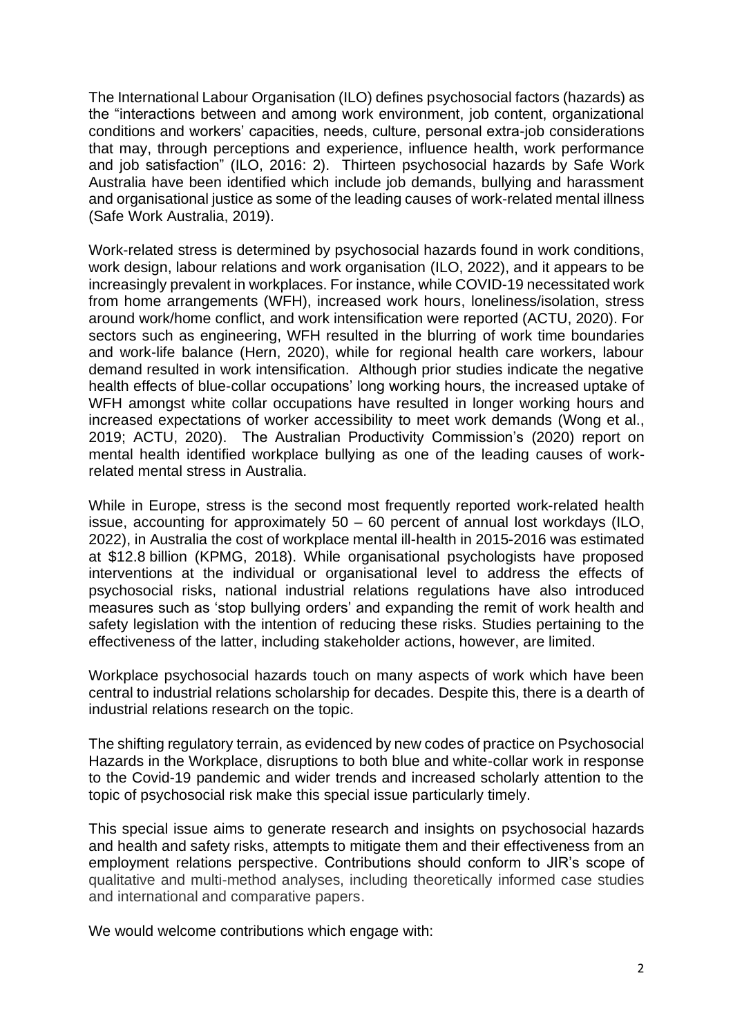The International Labour Organisation (ILO) defines psychosocial factors (hazards) as the "interactions between and among work environment, job content, organizational conditions and workers' capacities, needs, culture, personal extra-job considerations that may, through perceptions and experience, influence health, work performance and job satisfaction" (ILO, 2016: 2). Thirteen psychosocial hazards by Safe Work Australia have been identified which include job demands, bullying and harassment and organisational justice as some of the leading causes of work-related mental illness (Safe Work Australia, 2019).

Work-related stress is determined by psychosocial hazards found in work conditions, work design, labour relations and work organisation (ILO, 2022), and it appears to be increasingly prevalent in workplaces. For instance, while COVID-19 necessitated work from home arrangements (WFH), increased work hours, loneliness/isolation, stress around work/home conflict, and work intensification were reported (ACTU, 2020). For sectors such as engineering, WFH resulted in the blurring of work time boundaries and work-life balance (Hern, 2020), while for regional health care workers, labour demand resulted in work intensification. Although prior studies indicate the negative health effects of blue-collar occupations' long working hours, the increased uptake of WFH amongst white collar occupations have resulted in longer working hours and increased expectations of worker accessibility to meet work demands (Wong et al., 2019; ACTU, 2020). The Australian Productivity Commission's (2020) report on mental health identified workplace bullying as one of the leading causes of work-related mental stress in Australia.

While in Europe, stress is the second most frequently reported work-related health issue, accounting for approximately 50 – 60 percent of annual lost workdays (ILO, 2022), in Australia the cost of workplace mental ill-health in 2015-2016 was estimated at $12.8 billion (KPMG, 2018). While organisational psychologists have proposed interventions at the individual or organisational level to address the effects of psychosocial risks, national industrial relations regulations have also introduced measures such as 'stop bullying orders' and expanding the remit of work health and safety legislation with the intention of reducing these risks. Studies pertaining to the effectiveness of the latter, including stakeholder actions, however, are limited.

Workplace psychosocial hazards touch on many aspects of work which have been central to industrial relations scholarship for decades. Despite this, there is a dearth of industrial relations research on the topic.

The shifting regulatory terrain, as evidenced by new codes of practice on Psychosocial Hazards in the Workplace, disruptions to both blue and white-collar work in response to the Covid-19 pandemic and wider trends and increased scholarly attention to the topic of psychosocial risk make this special issue particularly timely.

This special issue aims to generate research and insights on psychosocial hazards and health and safety risks, attempts to mitigate them and their effectiveness from an employment relations perspective. Contributions should conform to JIR's scope of qualitative and multi-method analyses, including theoretically informed case studies and international and comparative papers.

We would welcome contributions which engage with: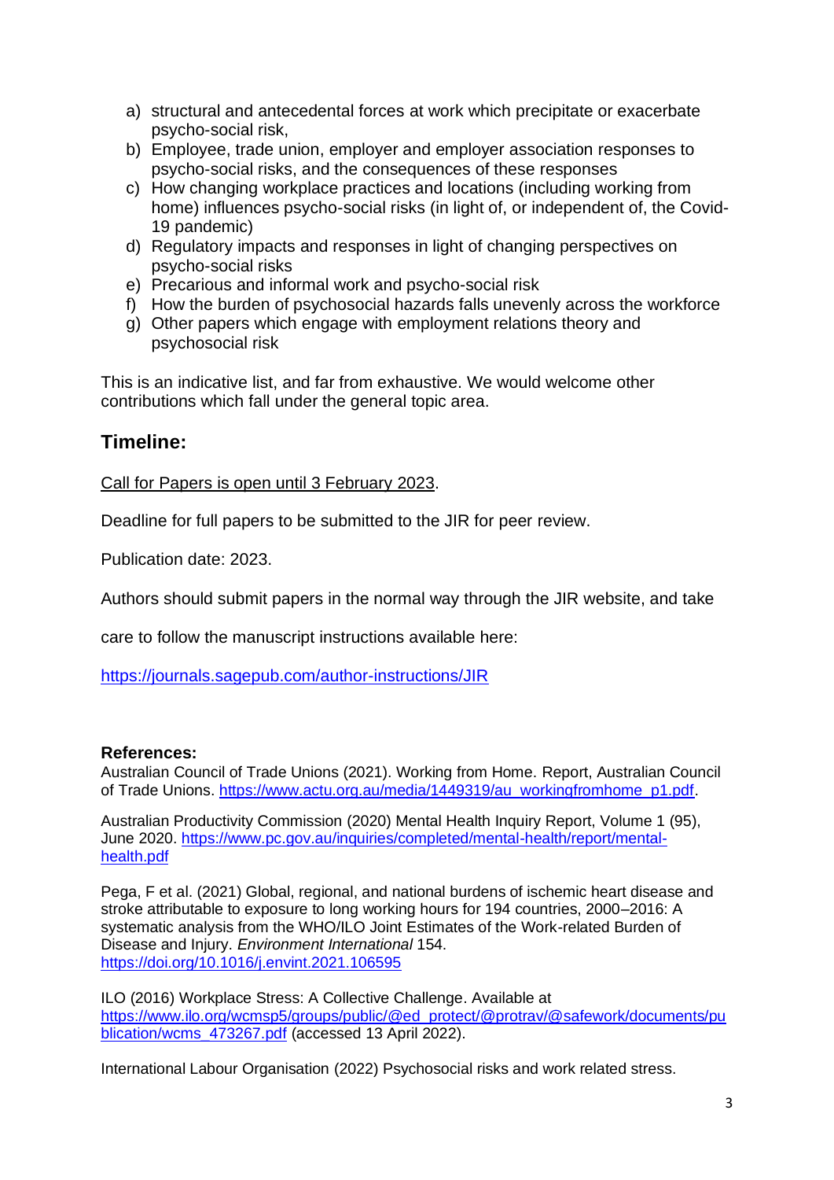a) structural and antecedental forces at work which precipitate or exacerbate psycho-social risk,
b) Employee, trade union, employer and employer association responses to psycho-social risks, and the consequences of these responses
c) How changing workplace practices and locations (including working from home) influences psycho-social risks (in light of, or independent of, the Covid-19 pandemic)
d) Regulatory impacts and responses in light of changing perspectives on psycho-social risks
e) Precarious and informal work and psycho-social risk
f) How the burden of psychosocial hazards falls unevenly across the workforce
g) Other papers which engage with employment relations theory and psychosocial risk

This is an indicative list, and far from exhaustive. We would welcome other contributions which fall under the general topic area.

## Timeline:

Call for Papers is open until 3 February 2023.

Deadline for full papers to be submitted to the JIR for peer review.

Publication date: 2023.

Authors should submit papers in the normal way through the JIR website, and take

care to follow the manuscript instructions available here:

https://journals.sagepub.com/author-instructions/JIR

**References:**

Australian Council of Trade Unions (2021). Working from Home. Report, Australian Council of Trade Unions. https://www.actu.org.au/media/1449319/au_workingfromhome_p1.pdf.

Australian Productivity Commission (2020) Mental Health Inquiry Report, Volume 1 (95), June 2020. https://www.pc.gov.au/inquiries/completed/mental-health/report/mental-health.pdf

Pega, F et al. (2021) Global, regional, and national burdens of ischemic heart disease and stroke attributable to exposure to long working hours for 194 countries, 2000–2016: A systematic analysis from the WHO/ILO Joint Estimates of the Work-related Burden of Disease and Injury. *Environment International* 154. https://doi.org/10.1016/j.envint.2021.106595

ILO (2016) Workplace Stress: A Collective Challenge. Available at https://www.ilo.org/wcmsp5/groups/public/@ed_protect/@protrav/@safework/documents/publication/wcms_473267.pdf (accessed 13 April 2022).

International Labour Organisation (2022) Psychosocial risks and work related stress.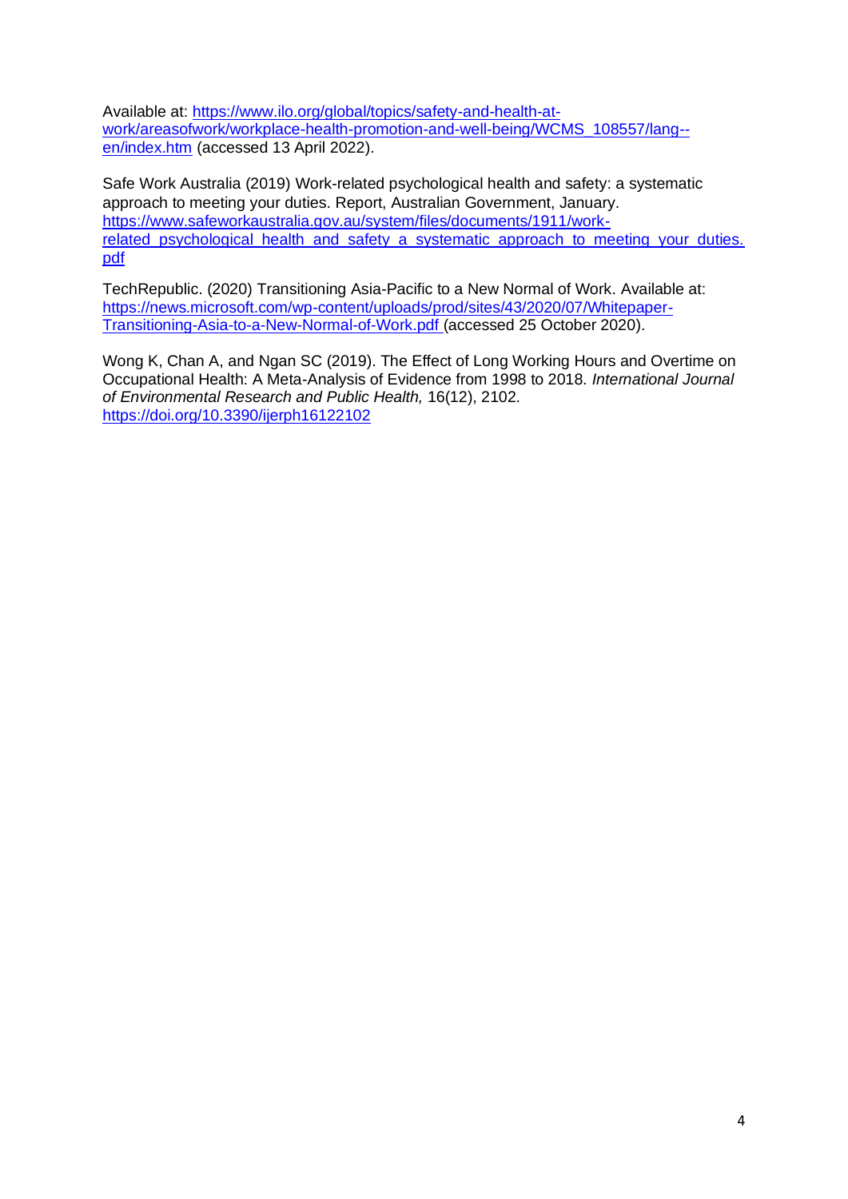Available at: https://www.ilo.org/global/topics/safety-and-health-at-work/areasofwork/workplace-health-promotion-and-well-being/WCMS_108557/lang--en/index.htm (accessed 13 April 2022).

Safe Work Australia (2019) Work-related psychological health and safety: a systematic approach to meeting your duties. Report, Australian Government, January. https://www.safeworkaustralia.gov.au/system/files/documents/1911/work-related_psychological_health_and_safety_a_systematic_approach_to_meeting_your_duties.pdf

TechRepublic. (2020) Transitioning Asia-Pacific to a New Normal of Work. Available at: https://news.microsoft.com/wp-content/uploads/prod/sites/43/2020/07/Whitepaper-Transitioning-Asia-to-a-New-Normal-of-Work.pdf (accessed 25 October 2020).

Wong K, Chan A, and Ngan SC (2019). The Effect of Long Working Hours and Overtime on Occupational Health: A Meta-Analysis of Evidence from 1998 to 2018. *International Journal of Environmental Research and Public Health,* 16(12), 2102. https://doi.org/10.3390/ijerph16122102